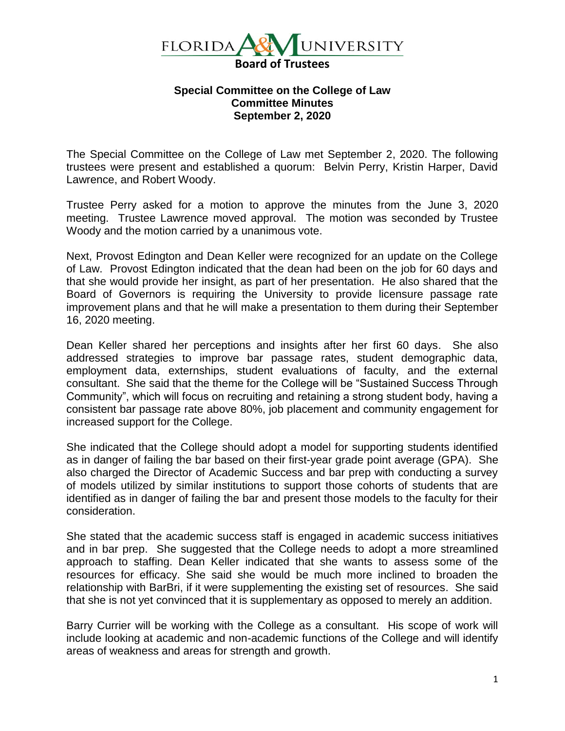FLORIDA A&M UNIVERSITY
**Board of Trustees**

**Special Committee on the College of Law**
**Committee Minutes**
**September 2, 2020**

The Special Committee on the College of Law met September 2, 2020. The following trustees were present and established a quorum: Belvin Perry, Kristin Harper, David Lawrence, and Robert Woody.

Trustee Perry asked for a motion to approve the minutes from the June 3, 2020 meeting. Trustee Lawrence moved approval. The motion was seconded by Trustee Woody and the motion carried by a unanimous vote.

Next, Provost Edington and Dean Keller were recognized for an update on the College of Law. Provost Edington indicated that the dean had been on the job for 60 days and that she would provide her insight, as part of her presentation. He also shared that the Board of Governors is requiring the University to provide licensure passage rate improvement plans and that he will make a presentation to them during their September 16, 2020 meeting.

Dean Keller shared her perceptions and insights after her first 60 days. She also addressed strategies to improve bar passage rates, student demographic data, employment data, externships, student evaluations of faculty, and the external consultant. She said that the theme for the College will be "Sustained Success Through Community", which will focus on recruiting and retaining a strong student body, having a consistent bar passage rate above 80%, job placement and community engagement for increased support for the College.

She indicated that the College should adopt a model for supporting students identified as in danger of failing the bar based on their first-year grade point average (GPA). She also charged the Director of Academic Success and bar prep with conducting a survey of models utilized by similar institutions to support those cohorts of students that are identified as in danger of failing the bar and present those models to the faculty for their consideration.

She stated that the academic success staff is engaged in academic success initiatives and in bar prep. She suggested that the College needs to adopt a more streamlined approach to staffing. Dean Keller indicated that she wants to assess some of the resources for efficacy. She said she would be much more inclined to broaden the relationship with BarBri, if it were supplementing the existing set of resources. She said that she is not yet convinced that it is supplementary as opposed to merely an addition.

Barry Currier will be working with the College as a consultant. His scope of work will include looking at academic and non-academic functions of the College and will identify areas of weakness and areas for strength and growth.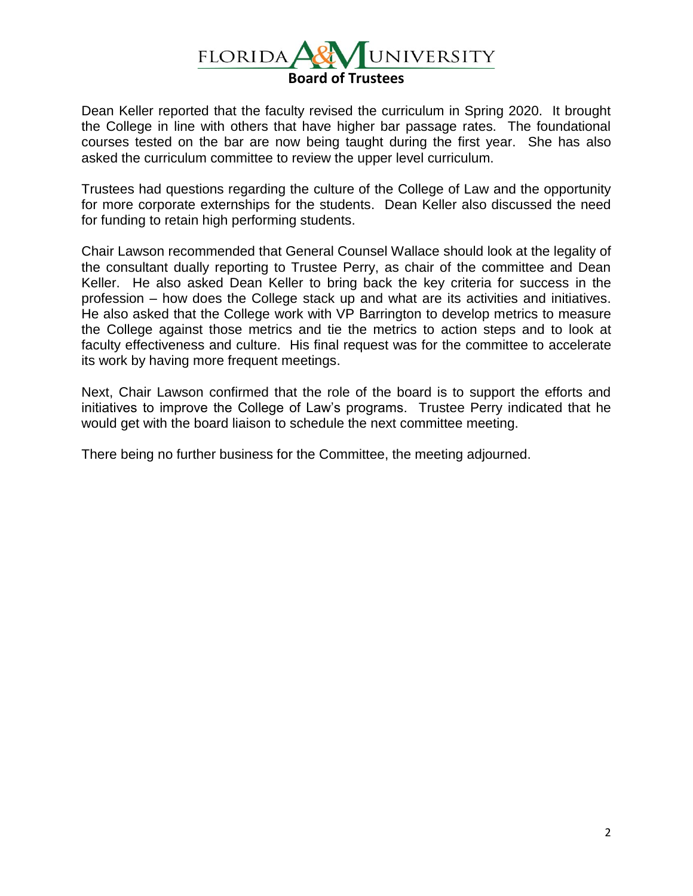Dean Keller reported that the faculty revised the curriculum in Spring 2020. It brought the College in line with others that have higher bar passage rates. The foundational courses tested on the bar are now being taught during the first year. She has also asked the curriculum committee to review the upper level curriculum.

Trustees had questions regarding the culture of the College of Law and the opportunity for more corporate externships for the students. Dean Keller also discussed the need for funding to retain high performing students.

Chair Lawson recommended that General Counsel Wallace should look at the legality of the consultant dually reporting to Trustee Perry, as chair of the committee and Dean Keller. He also asked Dean Keller to bring back the key criteria for success in the profession – how does the College stack up and what are its activities and initiatives. He also asked that the College work with VP Barrington to develop metrics to measure the College against those metrics and tie the metrics to action steps and to look at faculty effectiveness and culture. His final request was for the committee to accelerate its work by having more frequent meetings.

Next, Chair Lawson confirmed that the role of the board is to support the efforts and initiatives to improve the College of Law's programs. Trustee Perry indicated that he would get with the board liaison to schedule the next committee meeting.

There being no further business for the Committee, the meeting adjourned.